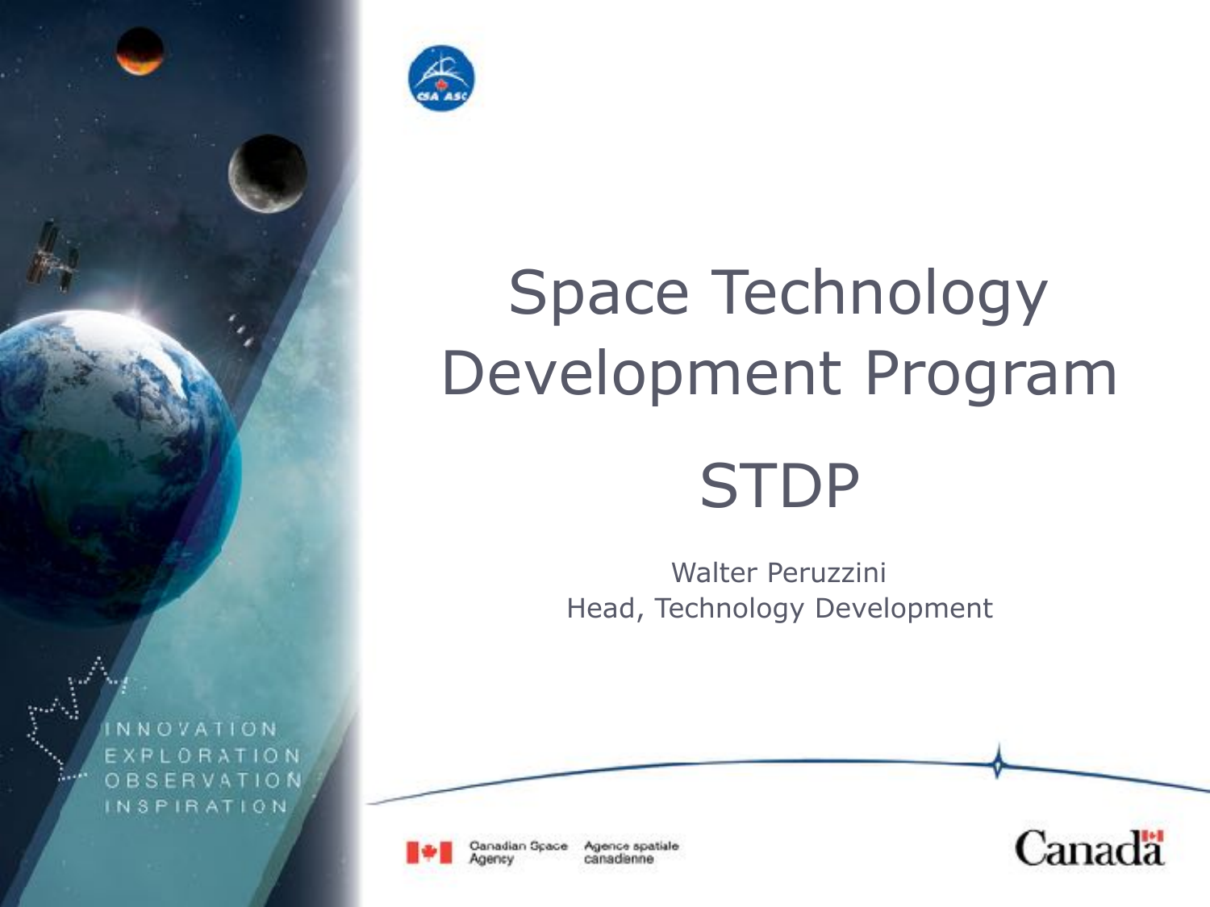# Space Technology Development Program

# STDP

Walter Peruzzini
Head, Technology Development

INNOVATION
EXPLORATION
OBSERVATION
INSPIRATION

Canadian Space Agency | Agence spatiale canadienne

Canada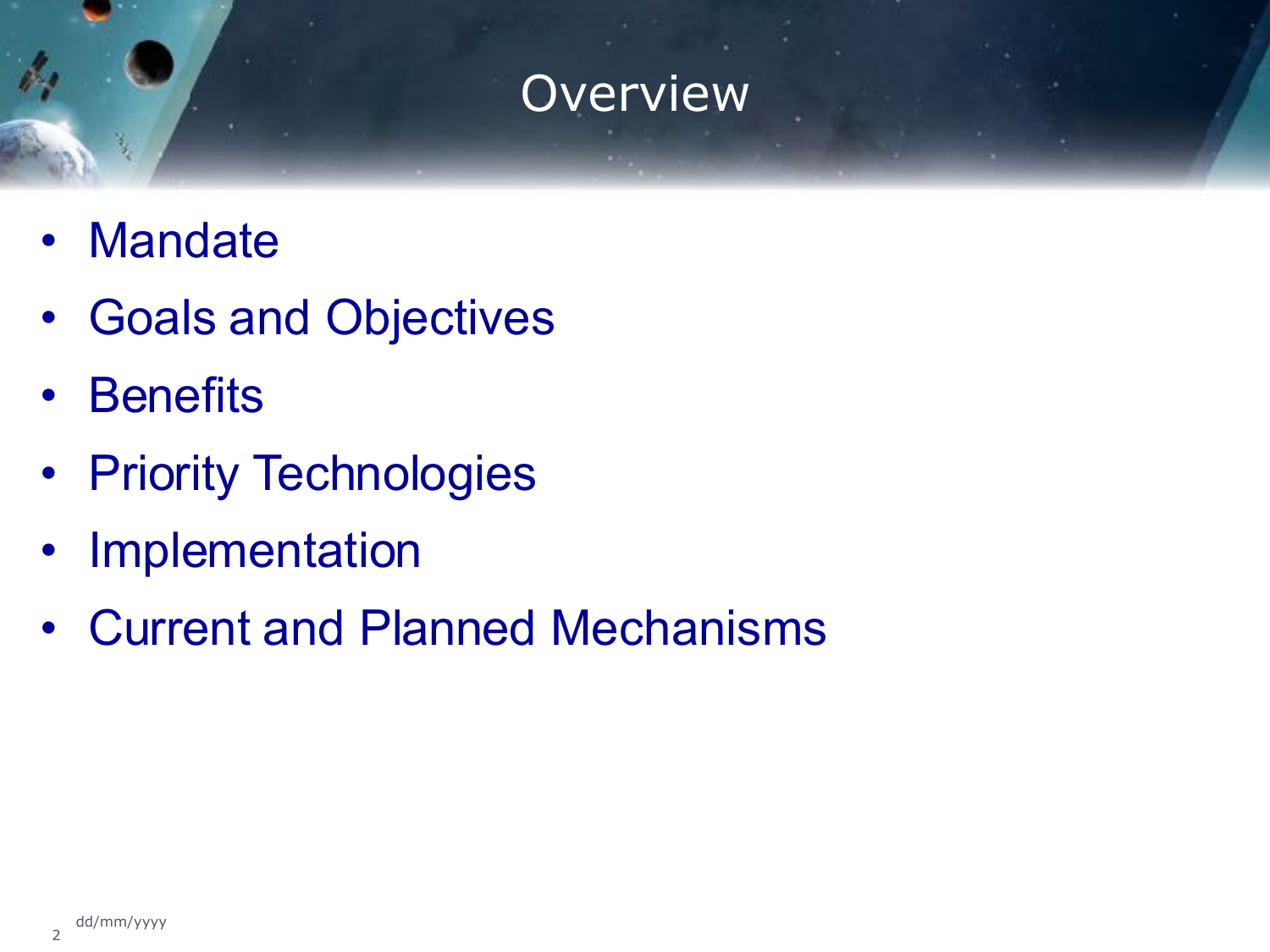# Overview

- Mandate
- Goals and Objectives
- Benefits
- Priority Technologies
- Implementation
- Current and Planned Mechanisms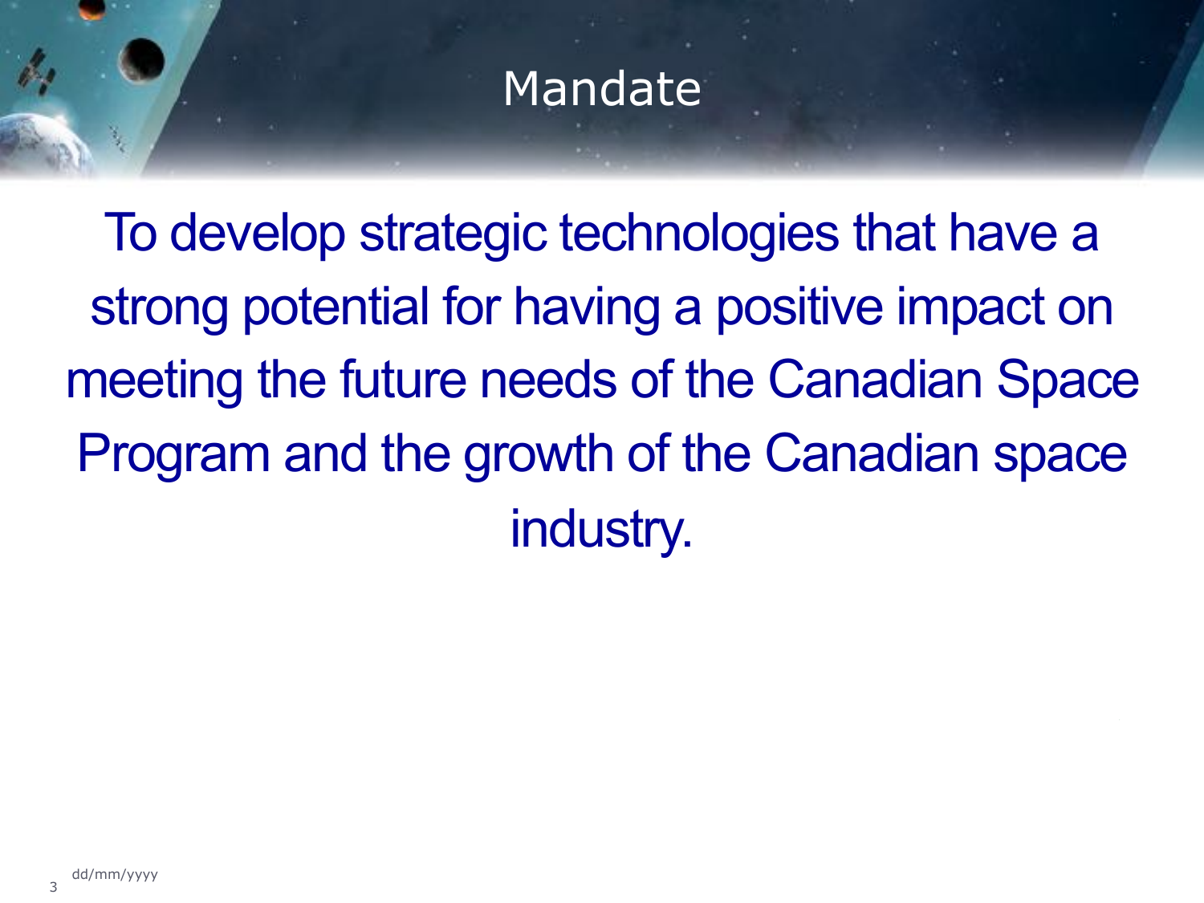# Mandate

To develop strategic technologies that have a strong potential for having a positive impact on meeting the future needs of the Canadian Space Program and the growth of the Canadian space industry.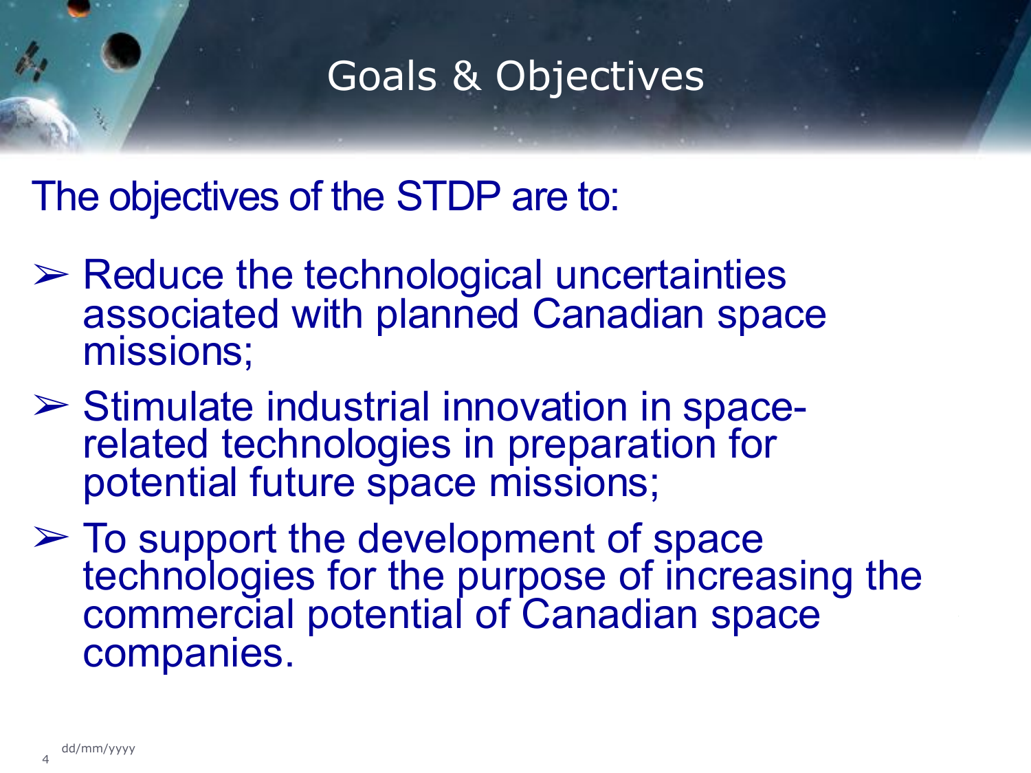# Goals & Objectives

The objectives of the STDP are to:

- Reduce the technological uncertainties associated with planned Canadian space missions;
- Stimulate industrial innovation in space-related technologies in preparation for potential future space missions;
- To support the development of space technologies for the purpose of increasing the commercial potential of Canadian space companies.

dd/mm/yyyy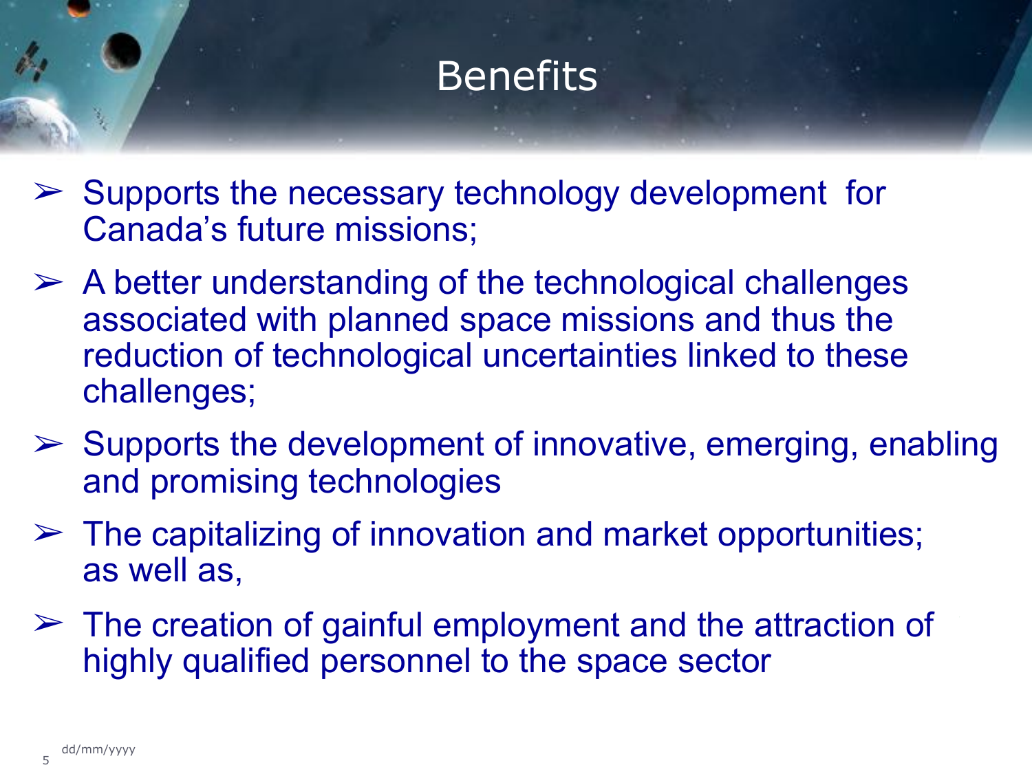# Benefits

- Supports the necessary technology development for Canada's future missions;
- A better understanding of the technological challenges associated with planned space missions and thus the reduction of technological uncertainties linked to these challenges;
- Supports the development of innovative, emerging, enabling and promising technologies
- The capitalizing of innovation and market opportunities; as well as,
- The creation of gainful employment and the attraction of highly qualified personnel to the space sector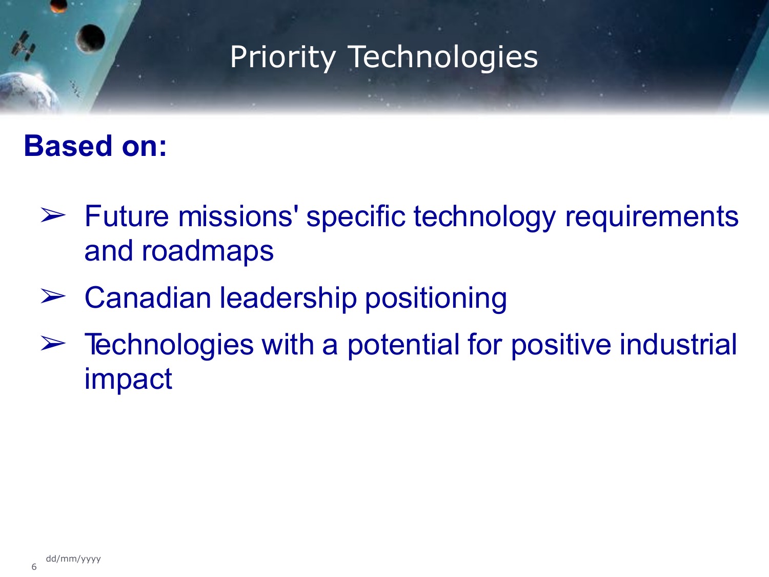# Priority Technologies

**Based on:**

- Future missions' specific technology requirements and roadmaps
- Canadian leadership positioning
- Technologies with a potential for positive industrial impact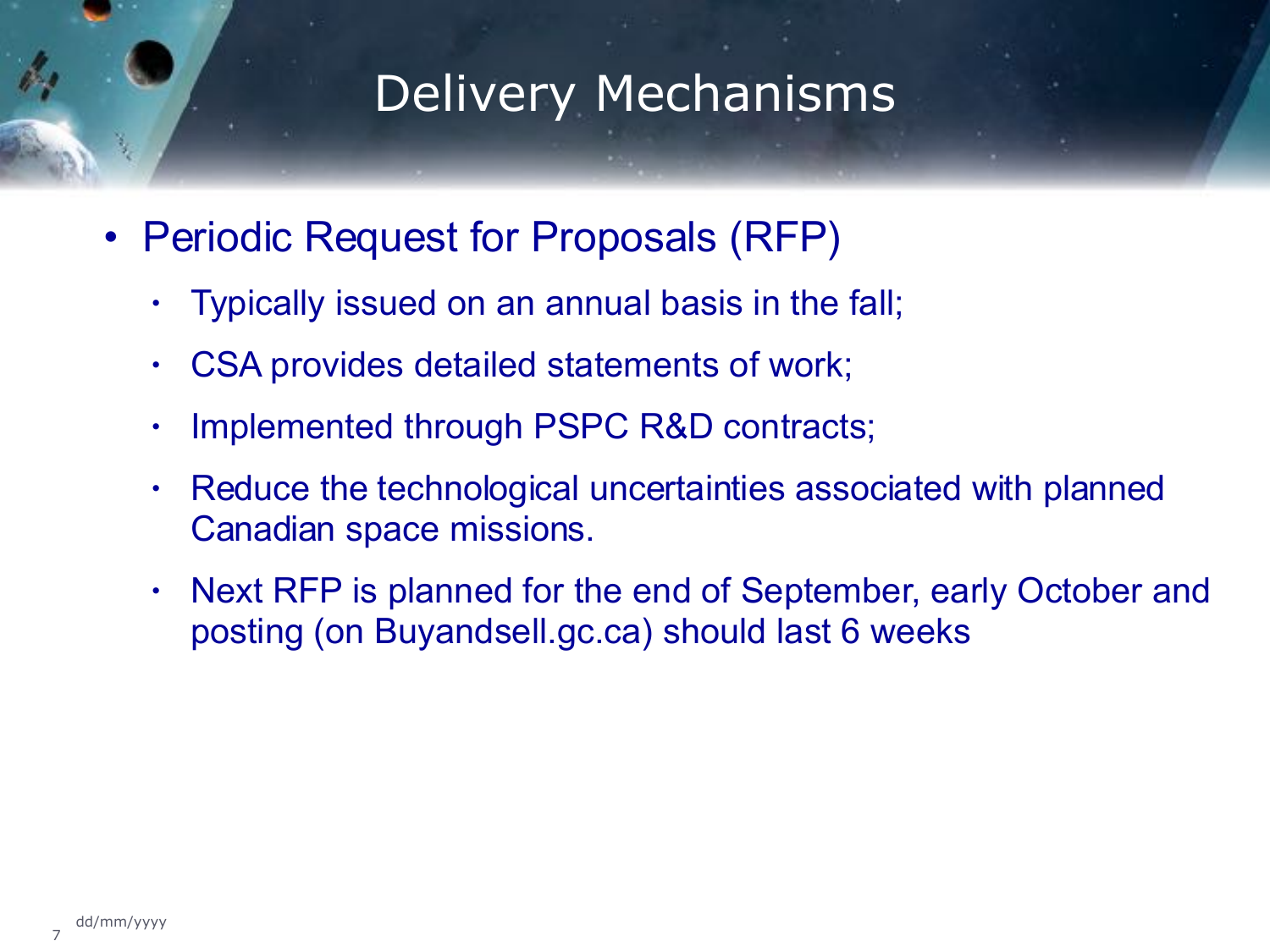# Delivery Mechanisms

- Periodic Request for Proposals (RFP)
  - Typically issued on an annual basis in the fall;
  - CSA provides detailed statements of work;
  - Implemented through PSPC R&D contracts;
  - Reduce the technological uncertainties associated with planned Canadian space missions.
  - Next RFP is planned for the end of September, early October and posting (on Buyandsell.gc.ca) should last 6 weeks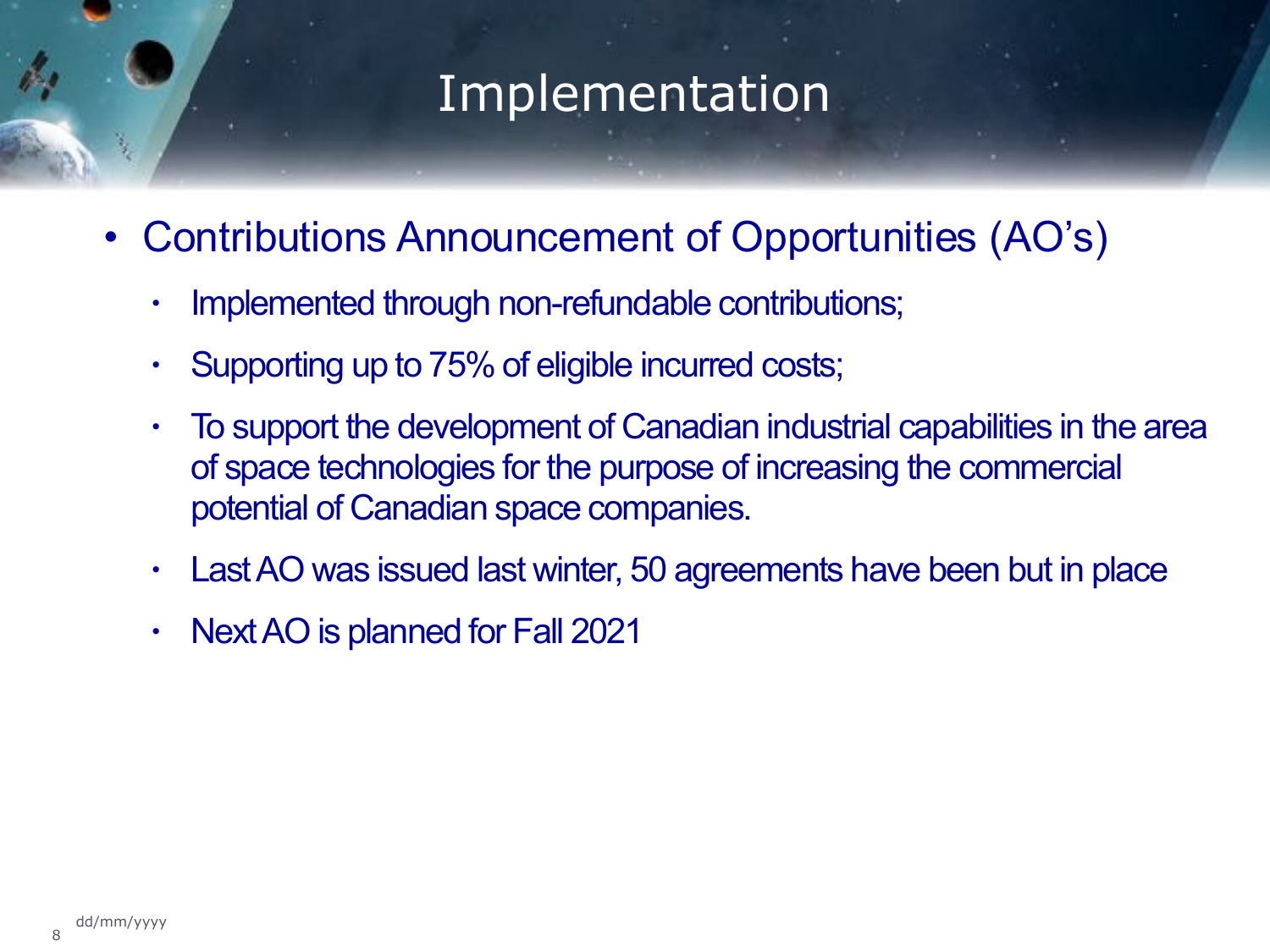# Implementation

- Contributions Announcement of Opportunities (AO's)
  - Implemented through non-refundable contributions;
  - Supporting up to 75% of eligible incurred costs;
  - To support the development of Canadian industrial capabilities in the area of space technologies for the purpose of increasing the commercial potential of Canadian space companies.
  - Last AO was issued last winter, 50 agreements have been but in place
  - Next AO is planned for Fall 2021

dd/mm/yyyy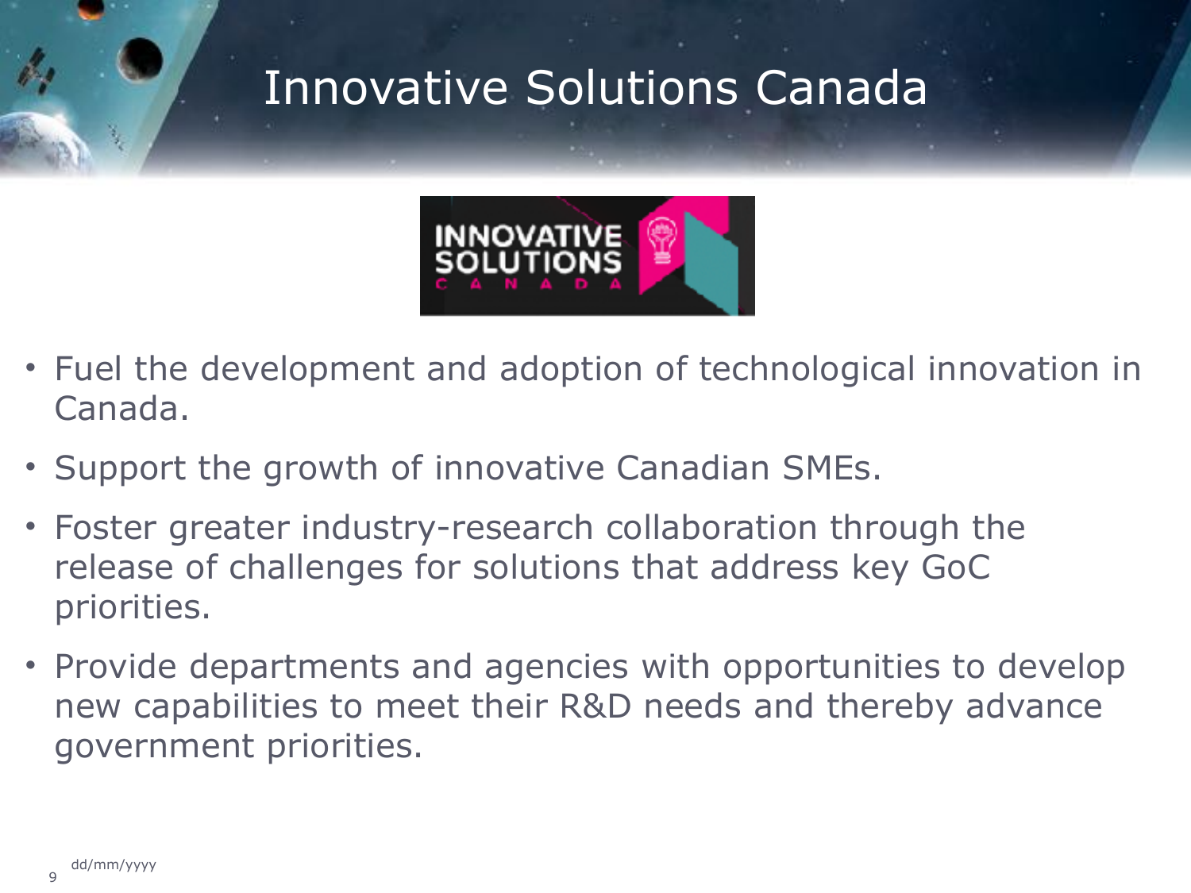# Innovative Solutions Canada

- Fuel the development and adoption of technological innovation in Canada.
- Support the growth of innovative Canadian SMEs.
- Foster greater industry-research collaboration through the release of challenges for solutions that address key GoC priorities.
- Provide departments and agencies with opportunities to develop new capabilities to meet their R&D needs and thereby advance government priorities.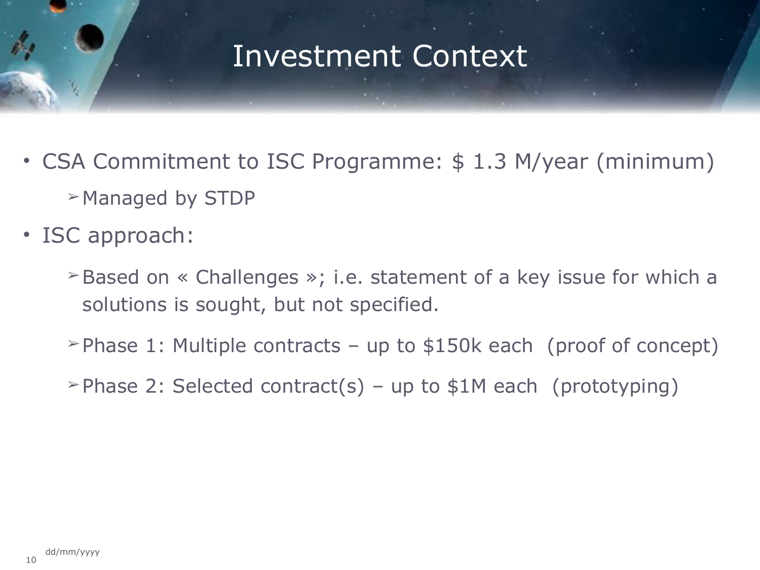# Investment Context

- CSA Commitment to ISC Programme: $ 1.3 M/year (minimum)
  - ➢Managed by STDP
- ISC approach:
  - ➢Based on « Challenges »; i.e. statement of a key issue for which a solutions is sought, but not specified.
  - ➢Phase 1: Multiple contracts – up to $150k each (proof of concept)
  - ➢Phase 2: Selected contract(s) – up to $1M each (prototyping)

dd/mm/yyyy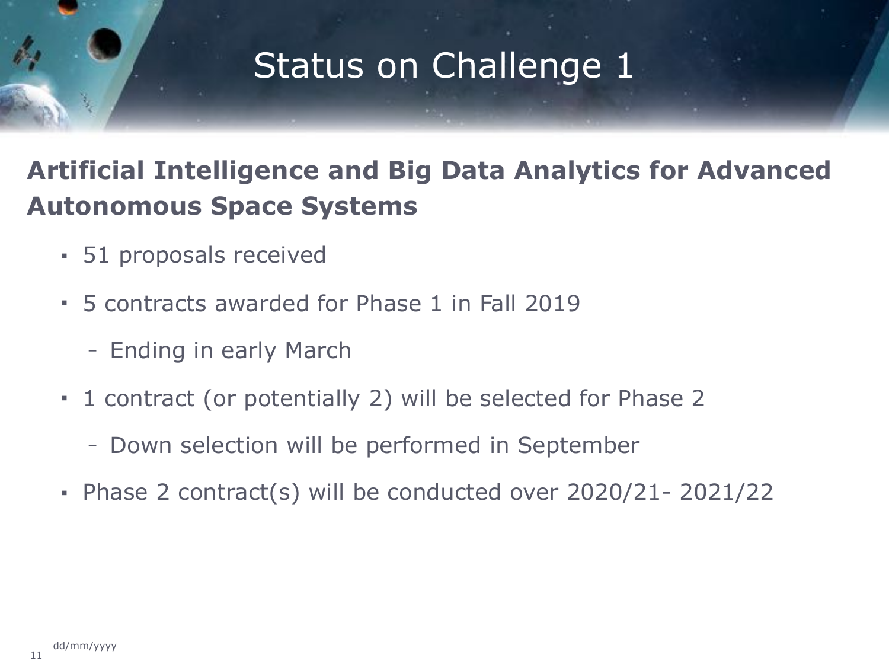# Status on Challenge 1

## Artificial Intelligence and Big Data Analytics for Advanced Autonomous Space Systems

- 51 proposals received
- 5 contracts awarded for Phase 1 in Fall 2019
  - Ending in early March
- 1 contract (or potentially 2) will be selected for Phase 2
  - Down selection will be performed in September
- Phase 2 contract(s) will be conducted over 2020/21- 2021/22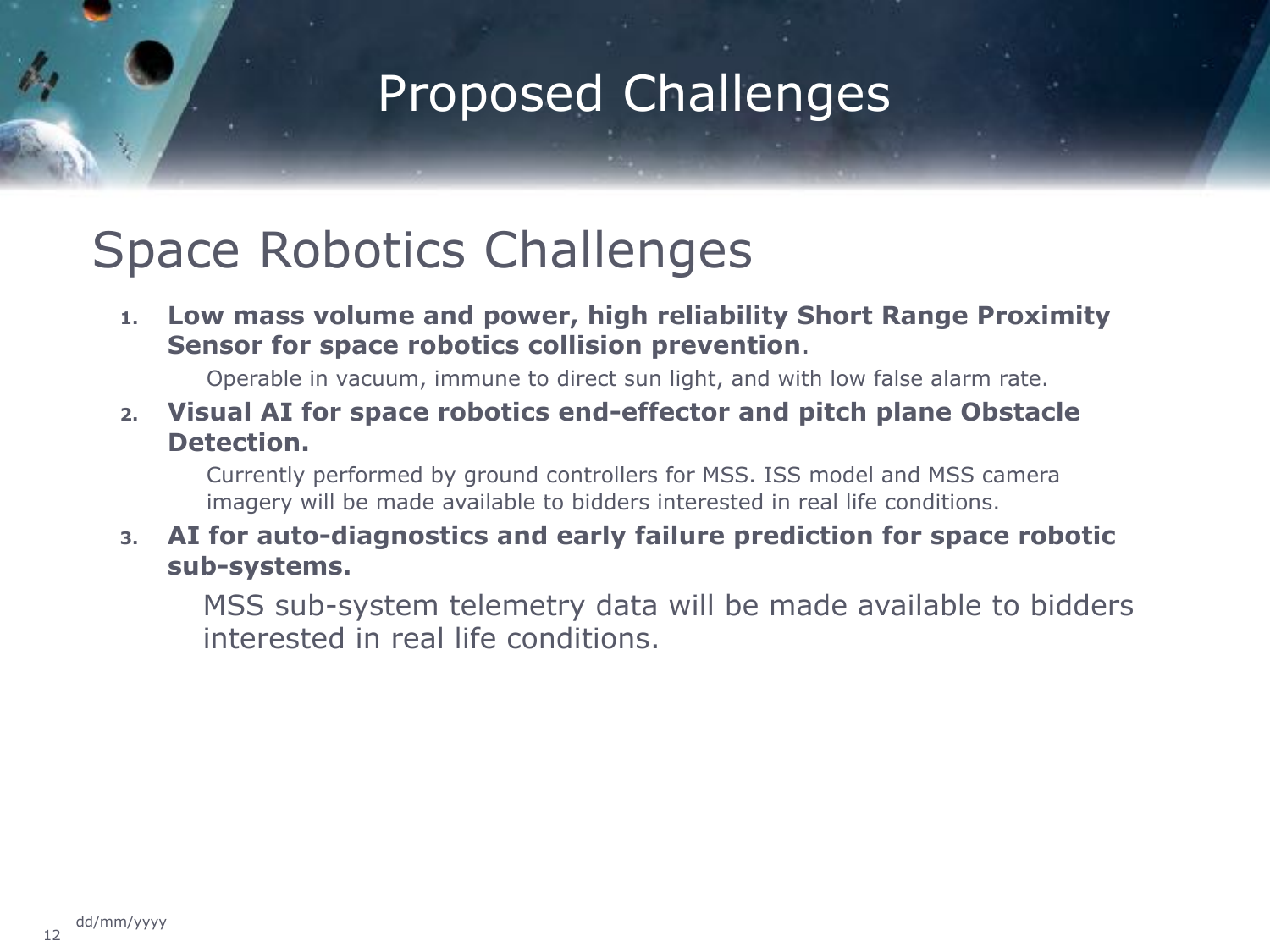# Proposed Challenges

## Space Robotics Challenges

1. **Low mass volume and power, high reliability Short Range Proximity Sensor for space robotics collision prevention**.

   Operable in vacuum, immune to direct sun light, and with low false alarm rate.

2. **Visual AI for space robotics end-effector and pitch plane Obstacle Detection.**

   Currently performed by ground controllers for MSS. ISS model and MSS camera imagery will be made available to bidders interested in real life conditions.

3. **AI for auto-diagnostics and early failure prediction for space robotic sub-systems.**

   MSS sub-system telemetry data will be made available to bidders interested in real life conditions.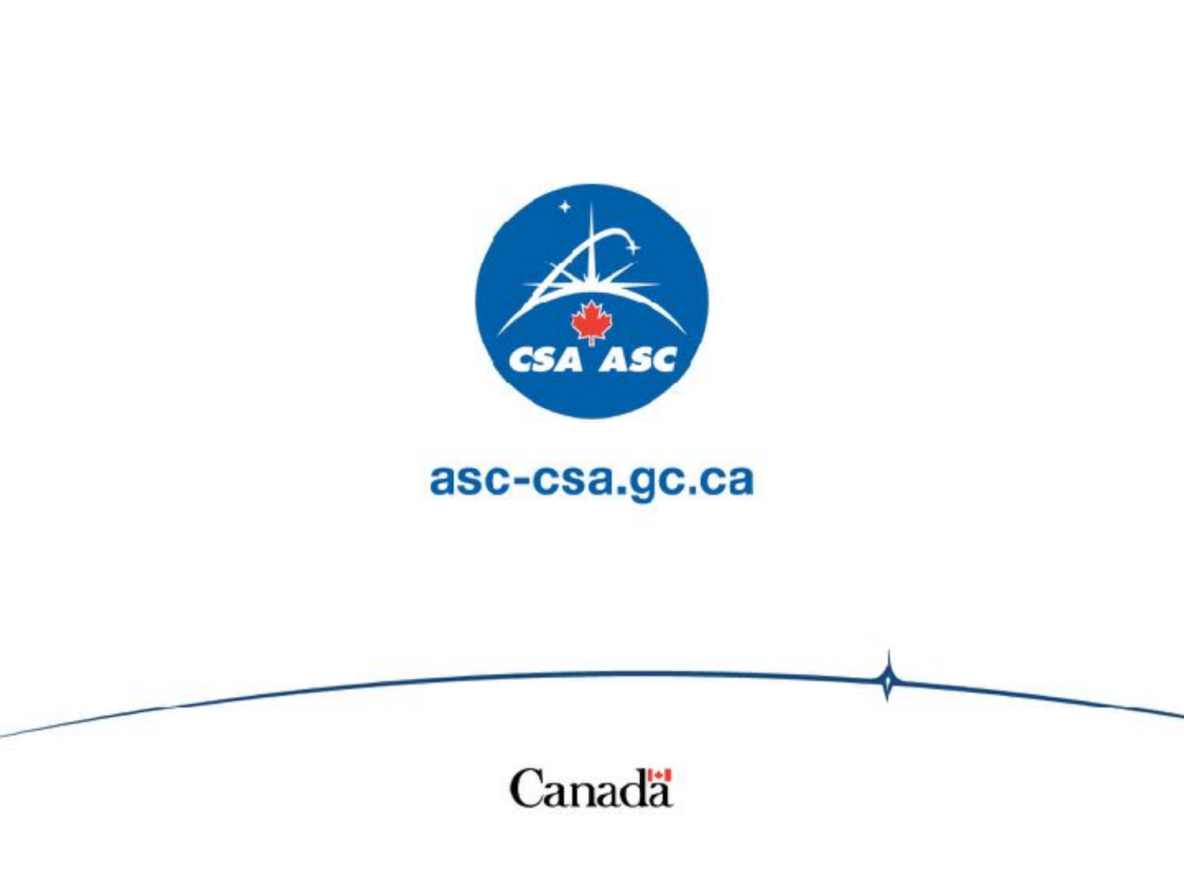CSA ASC

asc-csa.gc.ca

Canada